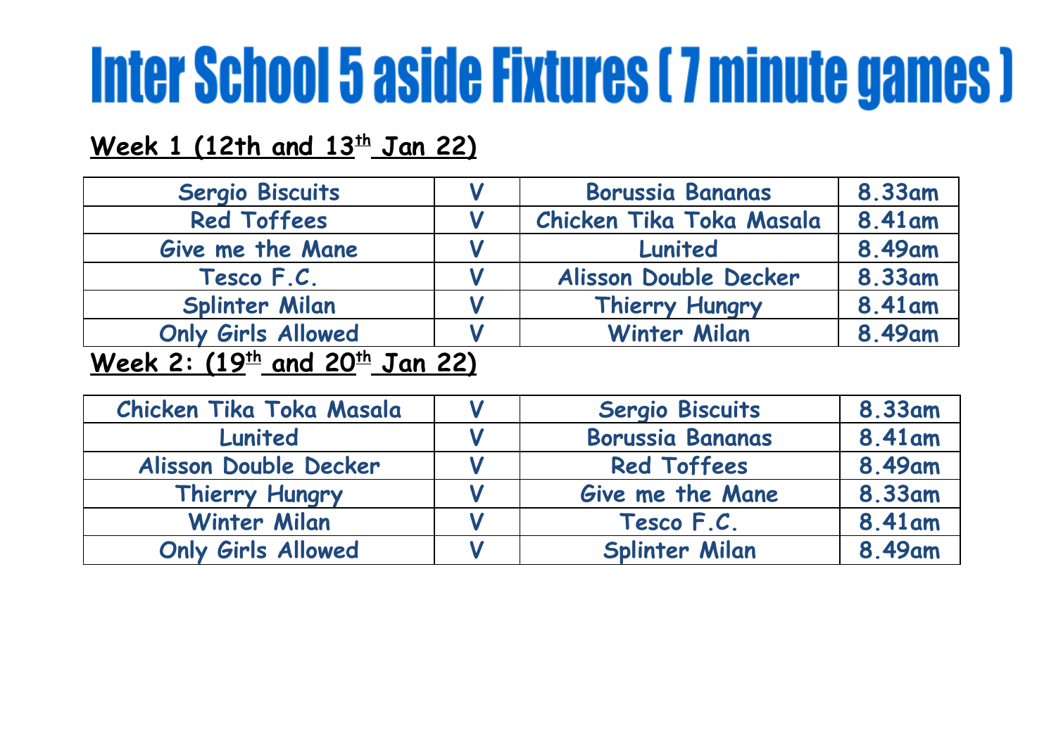# Inter School 5 aside Fixtures ( 7 minute games )

## Week 1 (12th and 13th Jan 22)

| | | | |
|---|---|---|---|
| Sergio Biscuits | V | Borussia Bananas | 8.33am |
| Red Toffees | V | Chicken Tika Toka Masala | 8.41am |
| Give me the Mane | V | Lunited | 8.49am |
| Tesco F.C. | V | Alisson Double Decker | 8.33am |
| Splinter Milan | V | Thierry Hungry | 8.41am |
| Only Girls Allowed | V | Winter Milan | 8.49am |

## Week 2: (19th and 20th Jan 22)

| | | | |
|---|---|---|---|
| Chicken Tika Toka Masala | V | Sergio Biscuits | 8.33am |
| Lunited | V | Borussia Bananas | 8.41am |
| Alisson Double Decker | V | Red Toffees | 8.49am |
| Thierry Hungry | V | Give me the Mane | 8.33am |
| Winter Milan | V | Tesco F.C. | 8.41am |
| Only Girls Allowed | V | Splinter Milan | 8.49am |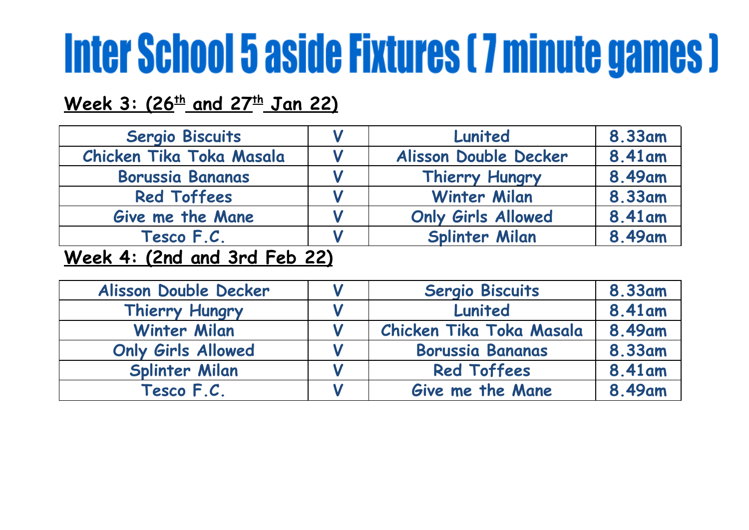# Inter School 5 aside Fixtures ( 7 minute games )

**Week 3: (26th and 27th Jan 22)**

| | | | |
|---|---|---|---|
| Sergio Biscuits | V | Lunited | 8.33am |
| Chicken Tika Toka Masala | V | Alisson Double Decker | 8.41am |
| Borussia Bananas | V | Thierry Hungry | 8.49am |
| Red Toffees | V | Winter Milan | 8.33am |
| Give me the Mane | V | Only Girls Allowed | 8.41am |
| Tesco F.C. | V | Splinter Milan | 8.49am |

**Week 4: (2nd and 3rd Feb 22)**

| | | | |
|---|---|---|---|
| Alisson Double Decker | V | Sergio Biscuits | 8.33am |
| Thierry Hungry | V | Lunited | 8.41am |
| Winter Milan | V | Chicken Tika Toka Masala | 8.49am |
| Only Girls Allowed | V | Borussia Bananas | 8.33am |
| Splinter Milan | V | Red Toffees | 8.41am |
| Tesco F.C. | V | Give me the Mane | 8.49am |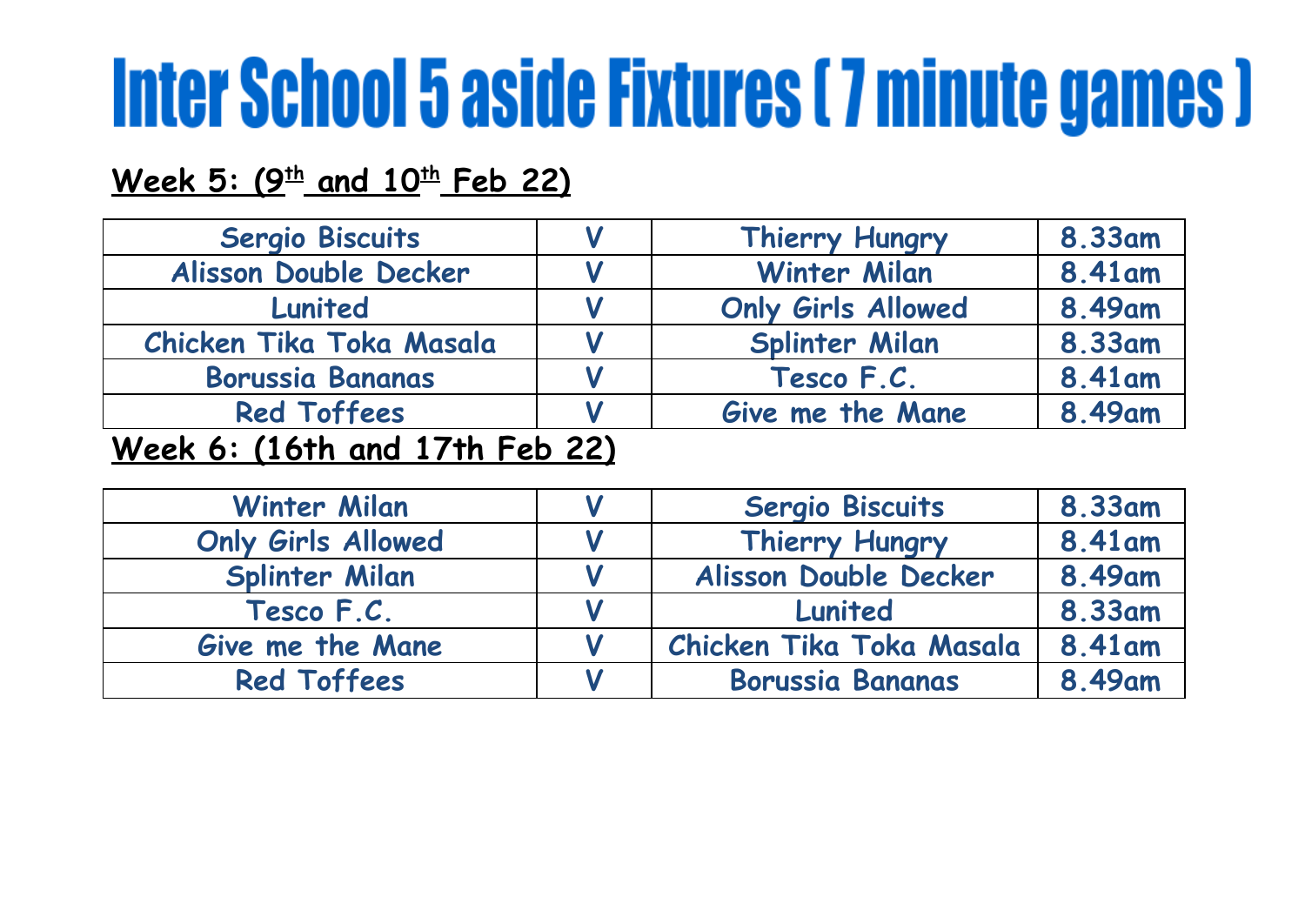# Inter School 5 aside Fixtures ( 7 minute games )

**Week 5: (9th and 10th Feb 22)**

| | | | |
|---|---|---|---|
| Sergio Biscuits | V | Thierry Hungry | 8.33am |
| Alisson Double Decker | V | Winter Milan | 8.41am |
| Lunited | V | Only Girls Allowed | 8.49am |
| Chicken Tika Toka Masala | V | Splinter Milan | 8.33am |
| Borussia Bananas | V | Tesco F.C. | 8.41am |
| Red Toffees | V | Give me the Mane | 8.49am |

**Week 6: (16th and 17th Feb 22)**

| | | | |
|---|---|---|---|
| Winter Milan | V | Sergio Biscuits | 8.33am |
| Only Girls Allowed | V | Thierry Hungry | 8.41am |
| Splinter Milan | V | Alisson Double Decker | 8.49am |
| Tesco F.C. | V | Lunited | 8.33am |
| Give me the Mane | V | Chicken Tika Toka Masala | 8.41am |
| Red Toffees | V | Borussia Bananas | 8.49am |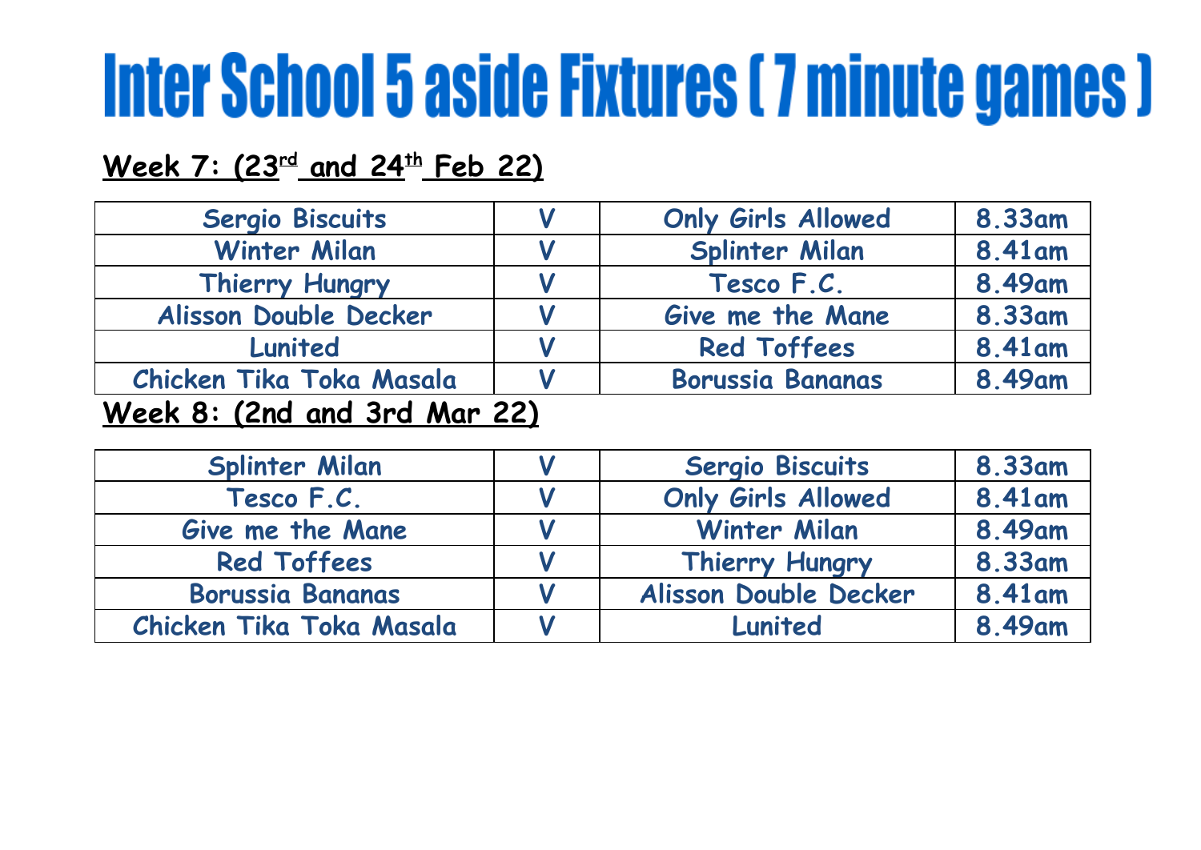# Inter School 5 aside Fixtures ( 7 minute games )

**Week 7: (23rd and 24th Feb 22)**

| | | | |
|---|---|---|---|
| Sergio Biscuits | V | Only Girls Allowed | 8.33am |
| Winter Milan | V | Splinter Milan | 8.41am |
| Thierry Hungry | V | Tesco F.C. | 8.49am |
| Alisson Double Decker | V | Give me the Mane | 8.33am |
| Lunited | V | Red Toffees | 8.41am |
| Chicken Tika Toka Masala | V | Borussia Bananas | 8.49am |

**Week 8: (2nd and 3rd Mar 22)**

| | | | |
|---|---|---|---|
| Splinter Milan | V | Sergio Biscuits | 8.33am |
| Tesco F.C. | V | Only Girls Allowed | 8.41am |
| Give me the Mane | V | Winter Milan | 8.49am |
| Red Toffees | V | Thierry Hungry | 8.33am |
| Borussia Bananas | V | Alisson Double Decker | 8.41am |
| Chicken Tika Toka Masala | V | Lunited | 8.49am |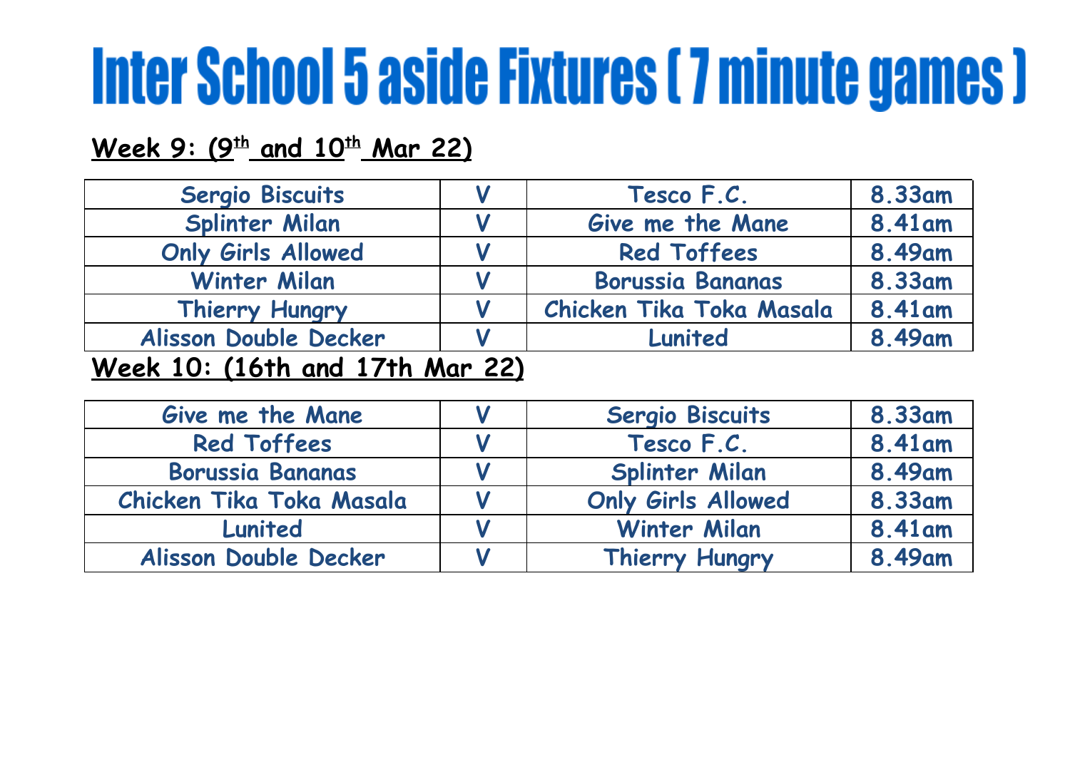# Inter School 5 aside Fixtures ( 7 minute games )

**Week 9: (9th and 10th Mar 22)**

| Team | | Team | Time |
|---|---|---|---|
| Sergio Biscuits | V | Tesco F.C. | 8.33am |
| Splinter Milan | V | Give me the Mane | 8.41am |
| Only Girls Allowed | V | Red Toffees | 8.49am |
| Winter Milan | V | Borussia Bananas | 8.33am |
| Thierry Hungry | V | Chicken Tika Toka Masala | 8.41am |
| Alisson Double Decker | V | Lunited | 8.49am |

**Week 10: (16th and 17th Mar 22)**

| Team | | Team | Time |
|---|---|---|---|
| Give me the Mane | V | Sergio Biscuits | 8.33am |
| Red Toffees | V | Tesco F.C. | 8.41am |
| Borussia Bananas | V | Splinter Milan | 8.49am |
| Chicken Tika Toka Masala | V | Only Girls Allowed | 8.33am |
| Lunited | V | Winter Milan | 8.41am |
| Alisson Double Decker | V | Thierry Hungry | 8.49am |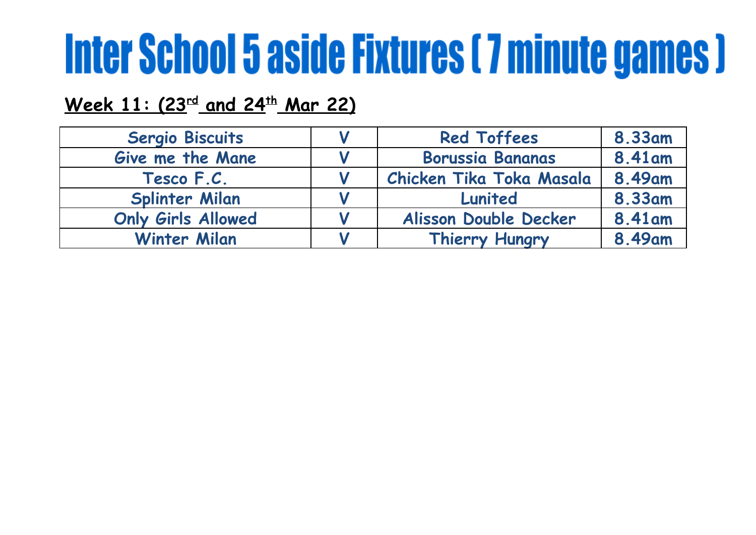# Inter School 5 aside Fixtures ( 7 minute games )

**Week 11: (23rd and 24th Mar 22)**

| | | | |
|---|---|---|---|
| Sergio Biscuits | V | Red Toffees | 8.33am |
| Give me the Mane | V | Borussia Bananas | 8.41am |
| Tesco F.C. | V | Chicken Tika Toka Masala | 8.49am |
| Splinter Milan | V | Lunited | 8.33am |
| Only Girls Allowed | V | Alisson Double Decker | 8.41am |
| Winter Milan | V | Thierry Hungry | 8.49am |